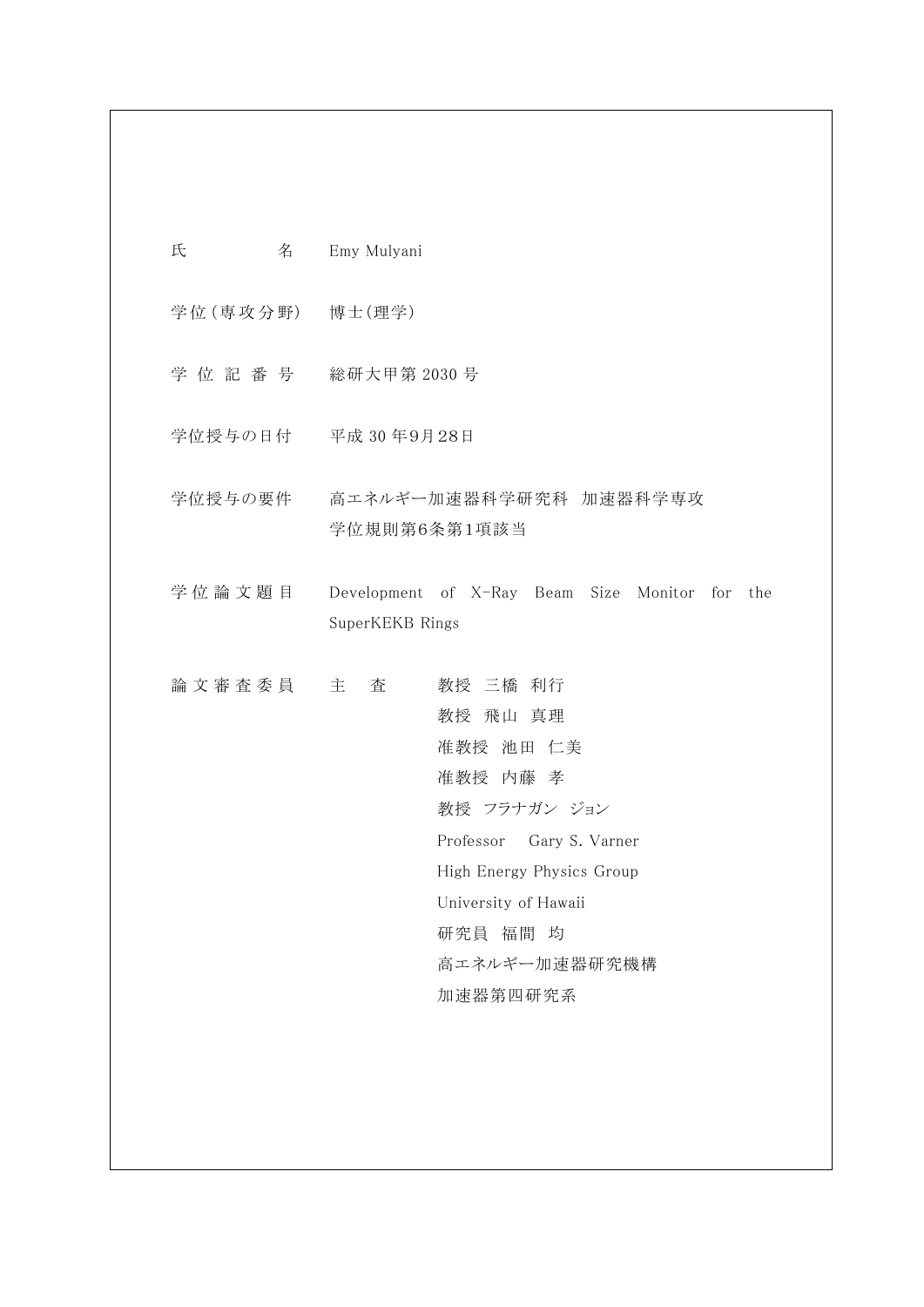| | |
|---|---|
| 氏　　　　名 | Emy Mulyani |
| 学位(専攻分野) | 博士(理学) |
| 学 位 記 番 号 | 総研大甲第 2030 号 |
| 学位授与の日付 | 平成 30 年9月28日 |
| 学位授与の要件 | 高エネルギー加速器科学研究科　加速器科学専攻<br>学位規則第6条第1項該当 |
| 学 位 論 文 題 目 | Development of X-Ray Beam Size Monitor for the SuperKEKB Rings |
| 論 文 審 査 委 員 | 主　査　　教授　三橋　利行<br>教授　飛山　真理<br>准教授　池田　仁美<br>准教授　内藤　孝<br>教授　フラナガン　ジョン<br>Professor　Gary S. Varner<br>High Energy Physics Group<br>University of Hawaii<br>研究員　福間　均<br>高エネルギー加速器研究機構<br>加速器第四研究系 |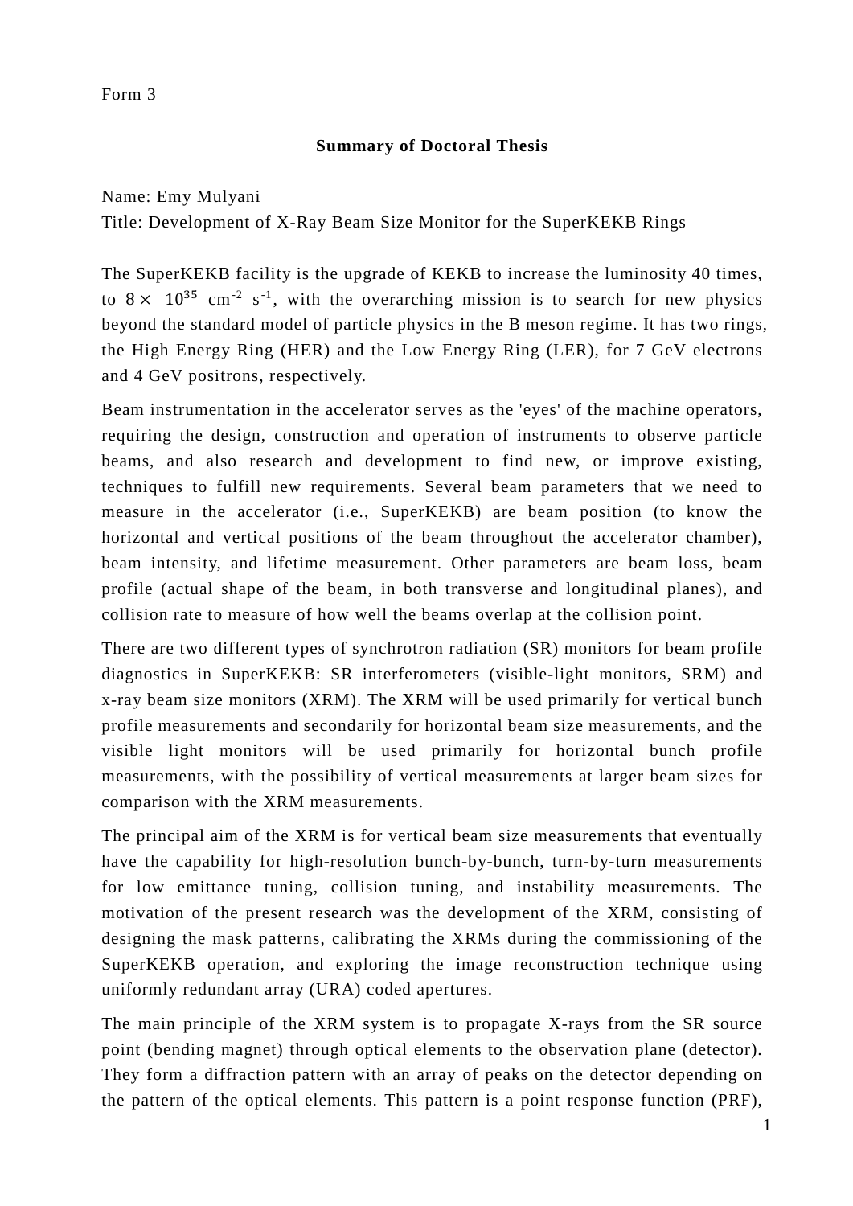Form 3

**Summary of Doctoral Thesis**

Name: Emy Mulyani
Title: Development of X-Ray Beam Size Monitor for the SuperKEKB Rings

The SuperKEKB facility is the upgrade of KEKB to increase the luminosity 40 times, to $8 \times 10^{35}$ cm$^{-2}$ s$^{-1}$, with the overarching mission is to search for new physics beyond the standard model of particle physics in the B meson regime. It has two rings, the High Energy Ring (HER) and the Low Energy Ring (LER), for 7 GeV electrons and 4 GeV positrons, respectively.

Beam instrumentation in the accelerator serves as the 'eyes' of the machine operators, requiring the design, construction and operation of instruments to observe particle beams, and also research and development to find new, or improve existing, techniques to fulfill new requirements. Several beam parameters that we need to measure in the accelerator (i.e., SuperKEKB) are beam position (to know the horizontal and vertical positions of the beam throughout the accelerator chamber), beam intensity, and lifetime measurement. Other parameters are beam loss, beam profile (actual shape of the beam, in both transverse and longitudinal planes), and collision rate to measure of how well the beams overlap at the collision point.

There are two different types of synchrotron radiation (SR) monitors for beam profile diagnostics in SuperKEKB: SR interferometers (visible-light monitors, SRM) and x-ray beam size monitors (XRM). The XRM will be used primarily for vertical bunch profile measurements and secondarily for horizontal beam size measurements, and the visible light monitors will be used primarily for horizontal bunch profile measurements, with the possibility of vertical measurements at larger beam sizes for comparison with the XRM measurements.

The principal aim of the XRM is for vertical beam size measurements that eventually have the capability for high-resolution bunch-by-bunch, turn-by-turn measurements for low emittance tuning, collision tuning, and instability measurements. The motivation of the present research was the development of the XRM, consisting of designing the mask patterns, calibrating the XRMs during the commissioning of the SuperKEKB operation, and exploring the image reconstruction technique using uniformly redundant array (URA) coded apertures.

The main principle of the XRM system is to propagate X-rays from the SR source point (bending magnet) through optical elements to the observation plane (detector). They form a diffraction pattern with an array of peaks on the detector depending on the pattern of the optical elements. This pattern is a point response function (PRF),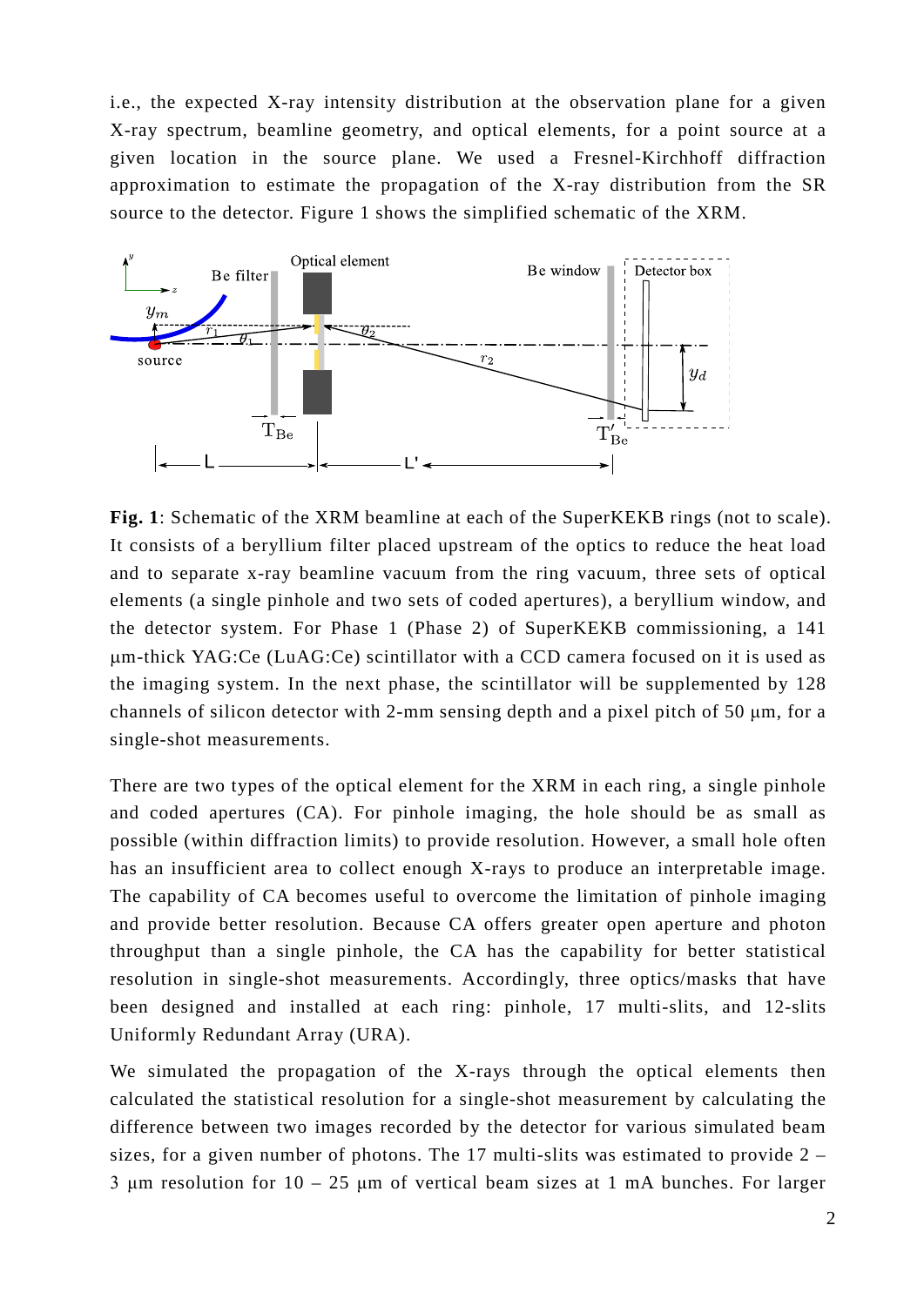i.e., the expected X-ray intensity distribution at the observation plane for a given X-ray spectrum, beamline geometry, and optical elements, for a point source at a given location in the source plane. We used a Fresnel-Kirchhoff diffraction approximation to estimate the propagation of the X-ray distribution from the SR source to the detector. Figure 1 shows the simplified schematic of the XRM.

**Fig. 1**: Schematic of the XRM beamline at each of the SuperKEKB rings (not to scale). It consists of a beryllium filter placed upstream of the optics to reduce the heat load and to separate x-ray beamline vacuum from the ring vacuum, three sets of optical elements (a single pinhole and two sets of coded apertures), a beryllium window, and the detector system. For Phase 1 (Phase 2) of SuperKEKB commissioning, a 141 µm-thick YAG:Ce (LuAG:Ce) scintillator with a CCD camera focused on it is used as the imaging system. In the next phase, the scintillator will be supplemented by 128 channels of silicon detector with 2-mm sensing depth and a pixel pitch of 50 µm, for a single-shot measurements.

There are two types of the optical element for the XRM in each ring, a single pinhole and coded apertures (CA). For pinhole imaging, the hole should be as small as possible (within diffraction limits) to provide resolution. However, a small hole often has an insufficient area to collect enough X-rays to produce an interpretable image. The capability of CA becomes useful to overcome the limitation of pinhole imaging and provide better resolution. Because CA offers greater open aperture and photon throughput than a single pinhole, the CA has the capability for better statistical resolution in single-shot measurements. Accordingly, three optics/masks that have been designed and installed at each ring: pinhole, 17 multi-slits, and 12-slits Uniformly Redundant Array (URA).

We simulated the propagation of the X-rays through the optical elements then calculated the statistical resolution for a single-shot measurement by calculating the difference between two images recorded by the detector for various simulated beam sizes, for a given number of photons. The 17 multi-slits was estimated to provide 2 – 3 µm resolution for 10 – 25 µm of vertical beam sizes at 1 mA bunches. For larger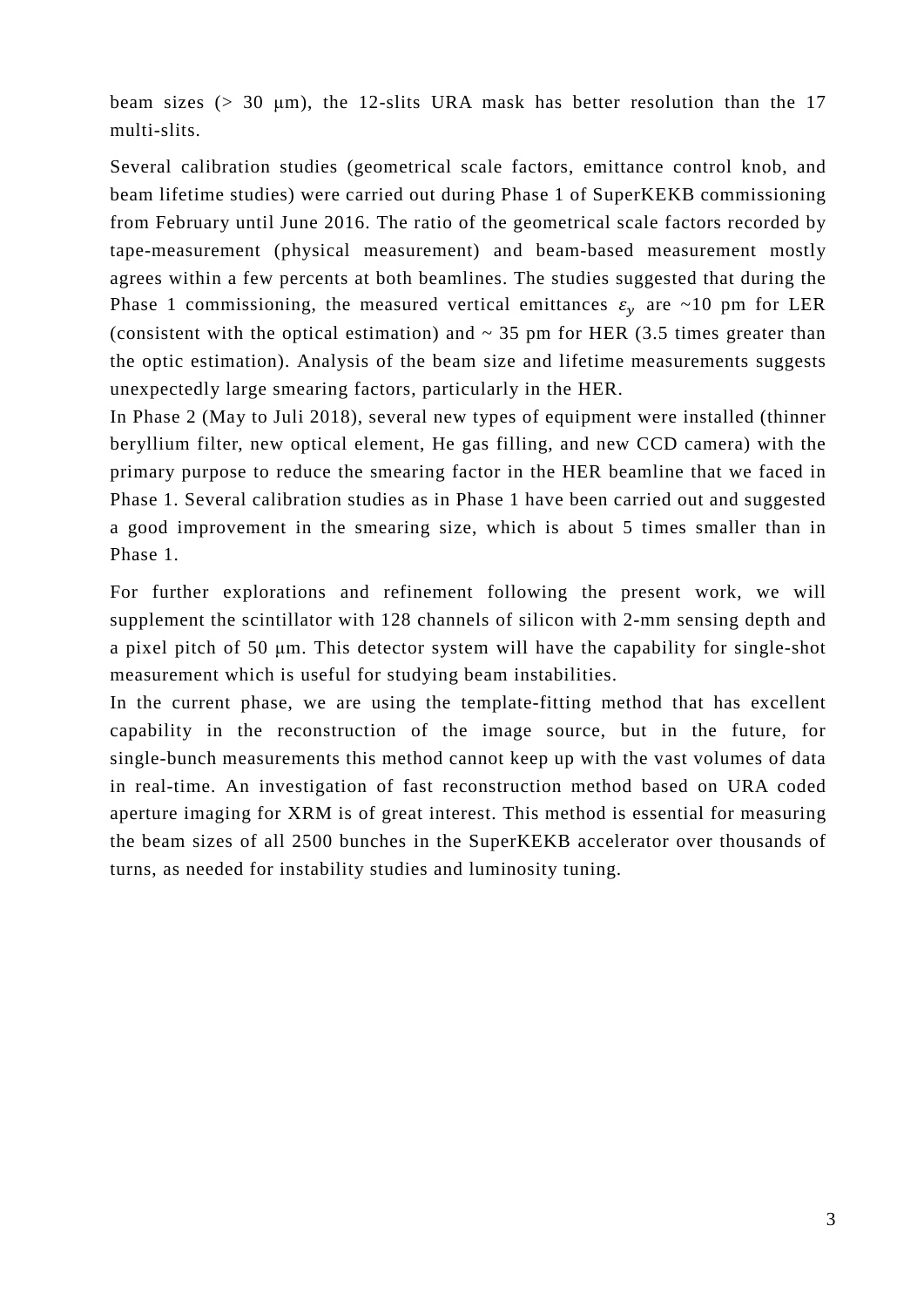beam sizes (> 30 μm), the 12-slits URA mask has better resolution than the 17 multi-slits.

Several calibration studies (geometrical scale factors, emittance control knob, and beam lifetime studies) were carried out during Phase 1 of SuperKEKB commissioning from February until June 2016. The ratio of the geometrical scale factors recorded by tape-measurement (physical measurement) and beam-based measurement mostly agrees within a few percents at both beamlines. The studies suggested that during the Phase 1 commissioning, the measured vertical emittances $\varepsilon_y$ are ~10 pm for LER (consistent with the optical estimation) and ~ 35 pm for HER (3.5 times greater than the optic estimation). Analysis of the beam size and lifetime measurements suggests unexpectedly large smearing factors, particularly in the HER.

In Phase 2 (May to Juli 2018), several new types of equipment were installed (thinner beryllium filter, new optical element, He gas filling, and new CCD camera) with the primary purpose to reduce the smearing factor in the HER beamline that we faced in Phase 1. Several calibration studies as in Phase 1 have been carried out and suggested a good improvement in the smearing size, which is about 5 times smaller than in Phase 1.

For further explorations and refinement following the present work, we will supplement the scintillator with 128 channels of silicon with 2-mm sensing depth and a pixel pitch of 50 μm. This detector system will have the capability for single-shot measurement which is useful for studying beam instabilities.

In the current phase, we are using the template-fitting method that has excellent capability in the reconstruction of the image source, but in the future, for single-bunch measurements this method cannot keep up with the vast volumes of data in real-time. An investigation of fast reconstruction method based on URA coded aperture imaging for XRM is of great interest. This method is essential for measuring the beam sizes of all 2500 bunches in the SuperKEKB accelerator over thousands of turns, as needed for instability studies and luminosity tuning.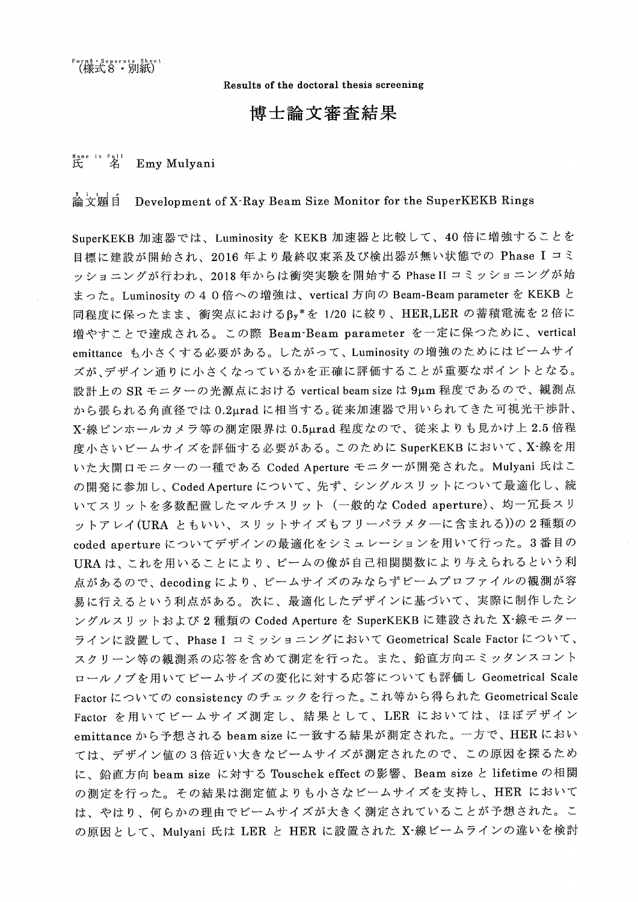Form8・Separate Sheet
（様式８・別紙）

**Results of the doctoral thesis screening**

# 博士論文審査結果

Name in Full
氏　名　Emy Mulyani

Title
論文題目　Development of X-Ray Beam Size Monitor for the SuperKEKB Rings

SuperKEKB 加速器では、Luminosity を KEKB 加速器と比較して、40 倍に増強することを目標に建設が開始され、2016 年より最終収束系及び検出器が無い状態での Phase I コミッショニングが行われ、2018 年からは衝突実験を開始する Phase II コミッショニングが始まった。Luminosity の４０倍への増強は、vertical 方向の Beam-Beam parameter を KEKB と同程度に保ったまま、衝突点における $\beta_y{}^*$ を 1/20 に絞り、HER,LER の蓄積電流を２倍に増やすことで達成される。この際 Beam-Beam parameter を一定に保つために、vertical emittance も小さくする必要がある。したがって、Luminosity の増強のためにはビームサイズが、デザイン通りに小さくなっているかを正確に評価することが重要なポイントとなる。設計上の SR モニターの光源点における vertical beam size は 9μm 程度であるので、観測点から張られる角直径では 0.2μrad に相当する。従来加速器で用いられてきた可視光干渉計、X-線ピンホールカメラ等の測定限界は 0.5μrad 程度なので、従来よりも見かけ上 2.5 倍程度小さいビームサイズを評価する必要がある。このために SuperKEKB において、X-線を用いた大開口モニターの一種である Coded Aperture モニターが開発された。Mulyani 氏はこの開発に参加し、Coded Aperture について、先ず、シングルスリットについて最適化し、続いてスリットを多数配置したマルチスリット（一般的な Coded aperture）、均一冗長スリットアレイ(URA ともいい、スリットサイズもフリーパラメター―に含まれる))の２種類の coded aperture についてデザインの最適化をシミュレーションを用いて行った。３番目の URA は、これを用いることにより、ビームの像が自己相関関数により与えられるという利点があるので、decoding により、ビームサイズのみならずビームプロファイルの観測が容易に行えるという利点がある。次に、最適化したデザインに基づいて、実際に制作したシングルスリットおよび２種類の Coded Aperture を SuperKEKB に建設された X-線モニターラインに設置して、Phase I コミッショニングにおいて Geometrical Scale Factor について、スクリーン等の観測系の応答を含めて測定を行った。また、鉛直方向エミッタンスコントロールノブを用いてビームサイズの変化に対する応答についても評価し Geometrical Scale Factor についての consistency のチェックを行った。これ等から得られた Geometrical Scale Factor を用いてビームサイズ測定し、結果として、LER においては、ほぼデザイン emittance から予想される beam size に一致する結果が測定された。一方で、HER においては、デザイン値の３倍近い大きなビームサイズが測定されたので、この原因を探るために、鉛直方向 beam size に対する Touschek effect の影響、Beam size と lifetime の相関の測定を行った。その結果は測定値よりも小さなビームサイズを支持し、HER においては、やはり、何らかの理由でビームサイズが大きく測定されていることが予想された。この原因として、Mulyani 氏は LER と HER に設置された X-線ビームラインの違いを検討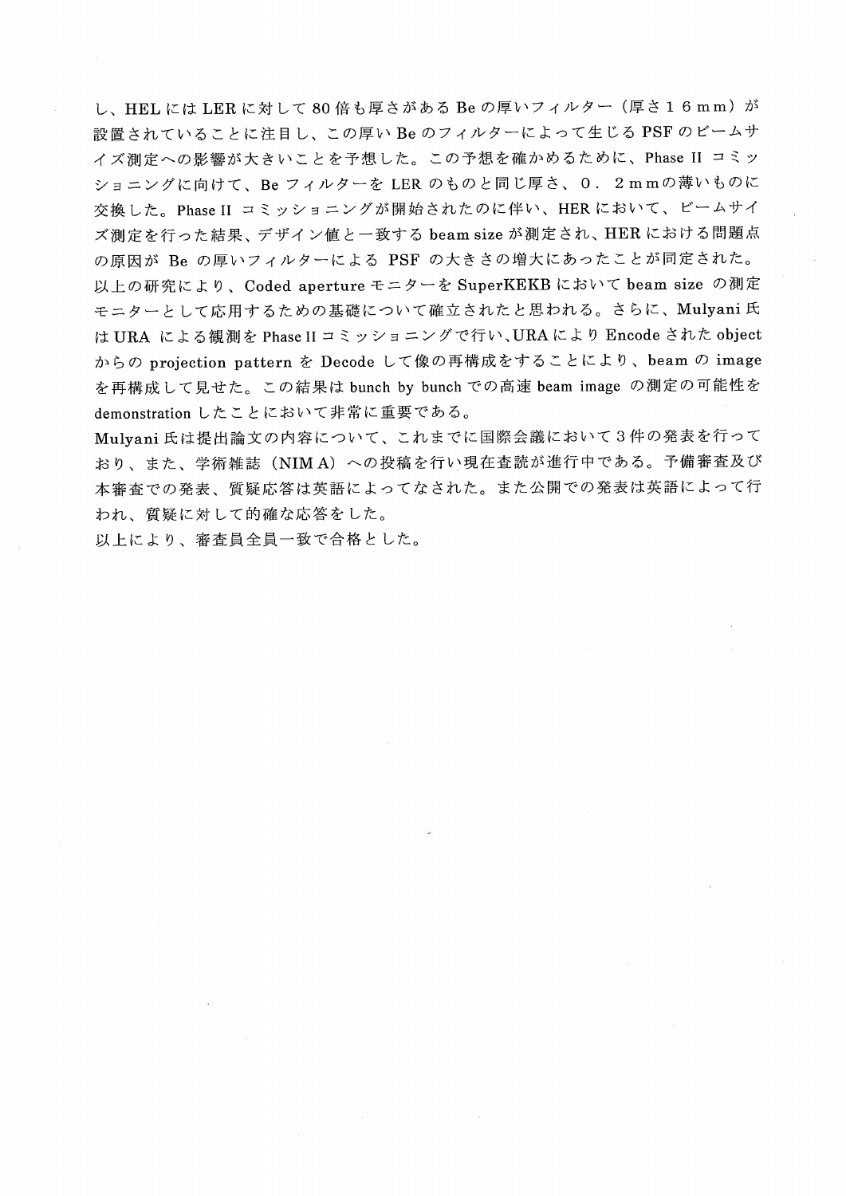し、HEL には LER に対して 80 倍も厚さがある Be の厚いフィルター（厚さ１６ｍｍ）が設置されていることに注目し、この厚い Be のフィルターによって生じる PSF のビームサイズ測定への影響が大きいことを予想した。この予想を確かめるために、Phase II コミッショニングに向けて、Be フィルターを LER のものと同じ厚さ、０．２ｍｍの薄いものに交換した。Phase II コミッショニングが開始されたのに伴い、HER において、ビームサイズ測定を行った結果、デザイン値と一致する beam size が測定され、HER における問題点の原因が Be の厚いフィルターによる PSF の大きさの増大にあったことが同定された。
以上の研究により、Coded aperture モニターを SuperKEKB において beam size の測定モニターとして応用するための基礎について確立されたと思われる。さらに、Mulyani 氏は URA による観測を Phase II コミッショニングで行い、URA により Encode された object からの projection pattern を Decode して像の再構成をすることにより、beam の image を再構成して見せた。この結果は bunch by bunch での高速 beam image の測定の可能性を demonstration したことにおいて非常に重要である。
Mulyani 氏は提出論文の内容について、これまでに国際会議において３件の発表を行っており、また、学術雑誌（NIM A）への投稿を行い現在査読が進行中である。予備審査及び本審査での発表、質疑応答は英語によってなされた。また公開での発表は英語によって行われ、質疑に対して的確な応答をした。
以上により、審査員全員一致で合格とした。